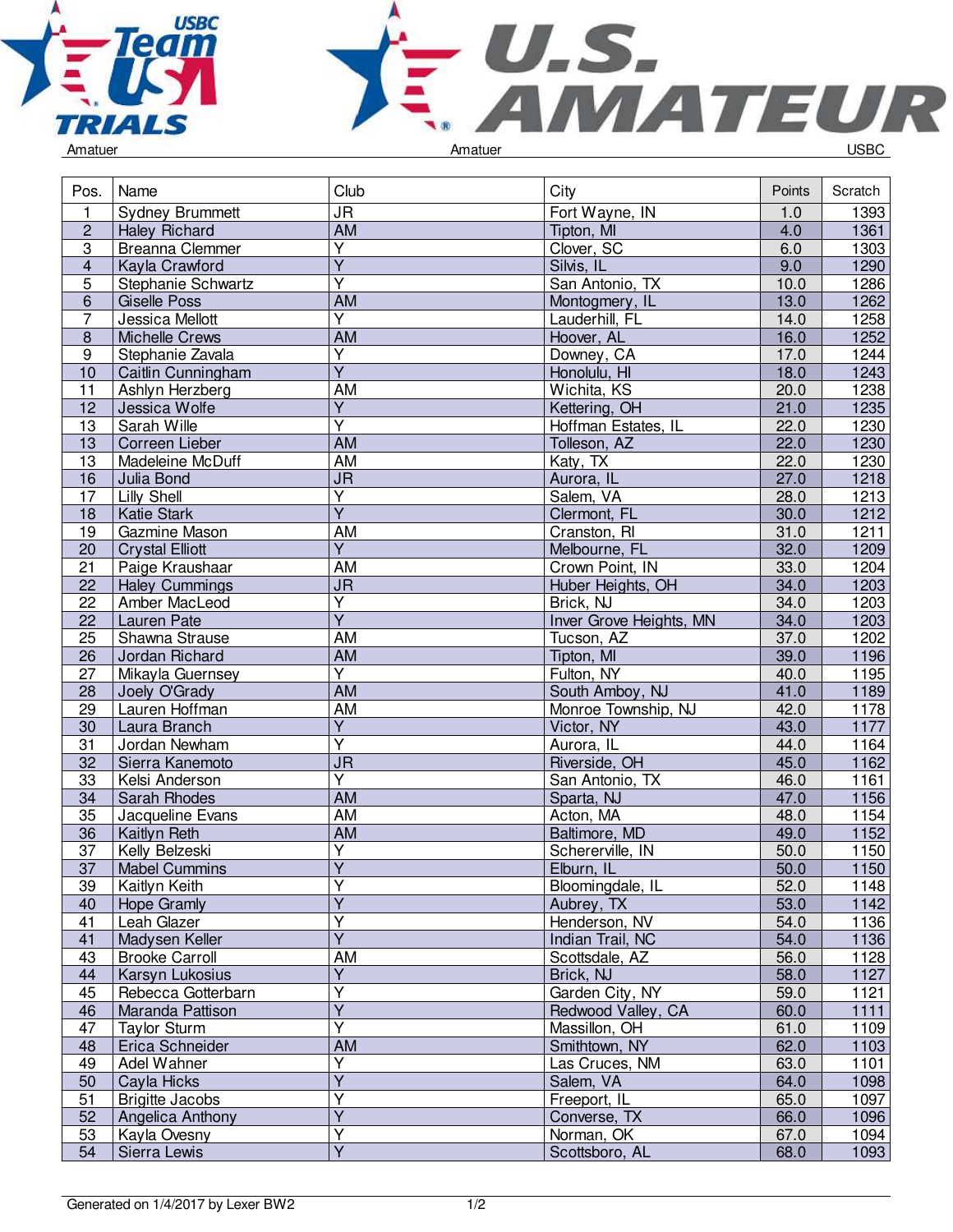Amatuer | Amatuer | USBC

| Pos. | Name | Club | City | Points | Scratch |
|---|---|---|---|---|---|
| 1 | Sydney Brummett | JR | Fort Wayne, IN | 1.0 | 1393 |
| 2 | Haley Richard | AM | Tipton, MI | 4.0 | 1361 |
| 3 | Breanna Clemmer | Y | Clover, SC | 6.0 | 1303 |
| 4 | Kayla Crawford | Y | Silvis, IL | 9.0 | 1290 |
| 5 | Stephanie Schwartz | Y | San Antonio, TX | 10.0 | 1286 |
| 6 | Giselle Poss | AM | Montogmery, IL | 13.0 | 1262 |
| 7 | Jessica Mellott | Y | Lauderhill, FL | 14.0 | 1258 |
| 8 | Michelle Crews | AM | Hoover, AL | 16.0 | 1252 |
| 9 | Stephanie Zavala | Y | Downey, CA | 17.0 | 1244 |
| 10 | Caitlin Cunningham | Y | Honolulu, HI | 18.0 | 1243 |
| 11 | Ashlyn Herzberg | AM | Wichita, KS | 20.0 | 1238 |
| 12 | Jessica Wolfe | Y | Kettering, OH | 21.0 | 1235 |
| 13 | Sarah Wille | Y | Hoffman Estates, IL | 22.0 | 1230 |
| 13 | Correen Lieber | AM | Tolleson, AZ | 22.0 | 1230 |
| 13 | Madeleine McDuff | AM | Katy, TX | 22.0 | 1230 |
| 16 | Julia Bond | JR | Aurora, IL | 27.0 | 1218 |
| 17 | Lilly Shell | Y | Salem, VA | 28.0 | 1213 |
| 18 | Katie Stark | Y | Clermont, FL | 30.0 | 1212 |
| 19 | Gazmine Mason | AM | Cranston, RI | 31.0 | 1211 |
| 20 | Crystal Elliott | Y | Melbourne, FL | 32.0 | 1209 |
| 21 | Paige Kraushaar | AM | Crown Point, IN | 33.0 | 1204 |
| 22 | Haley Cummings | JR | Huber Heights, OH | 34.0 | 1203 |
| 22 | Amber MacLeod | Y | Brick, NJ | 34.0 | 1203 |
| 22 | Lauren Pate | Y | Inver Grove Heights, MN | 34.0 | 1203 |
| 25 | Shawna Strause | AM | Tucson, AZ | 37.0 | 1202 |
| 26 | Jordan Richard | AM | Tipton, MI | 39.0 | 1196 |
| 27 | Mikayla Guernsey | Y | Fulton, NY | 40.0 | 1195 |
| 28 | Joely O'Grady | AM | South Amboy, NJ | 41.0 | 1189 |
| 29 | Lauren Hoffman | AM | Monroe Township, NJ | 42.0 | 1178 |
| 30 | Laura Branch | Y | Victor, NY | 43.0 | 1177 |
| 31 | Jordan Newham | Y | Aurora, IL | 44.0 | 1164 |
| 32 | Sierra Kanemoto | JR | Riverside, OH | 45.0 | 1162 |
| 33 | Kelsi Anderson | Y | San Antonio, TX | 46.0 | 1161 |
| 34 | Sarah Rhodes | AM | Sparta, NJ | 47.0 | 1156 |
| 35 | Jacqueline Evans | AM | Acton, MA | 48.0 | 1154 |
| 36 | Kaitlyn Reth | AM | Baltimore, MD | 49.0 | 1152 |
| 37 | Kelly Belzeski | Y | Schererville, IN | 50.0 | 1150 |
| 37 | Mabel Cummins | Y | Elburn, IL | 50.0 | 1150 |
| 39 | Kaitlyn Keith | Y | Bloomingdale, IL | 52.0 | 1148 |
| 40 | Hope Gramly | Y | Aubrey, TX | 53.0 | 1142 |
| 41 | Leah Glazer | Y | Henderson, NV | 54.0 | 1136 |
| 41 | Madysen Keller | Y | Indian Trail, NC | 54.0 | 1136 |
| 43 | Brooke Carroll | AM | Scottsdale, AZ | 56.0 | 1128 |
| 44 | Karsyn Lukosius | Y | Brick, NJ | 58.0 | 1127 |
| 45 | Rebecca Gotterbarn | Y | Garden City, NY | 59.0 | 1121 |
| 46 | Maranda Pattison | Y | Redwood Valley, CA | 60.0 | 1111 |
| 47 | Taylor Sturm | Y | Massillon, OH | 61.0 | 1109 |
| 48 | Erica Schneider | AM | Smithtown, NY | 62.0 | 1103 |
| 49 | Adel Wahner | Y | Las Cruces, NM | 63.0 | 1101 |
| 50 | Cayla Hicks | Y | Salem, VA | 64.0 | 1098 |
| 51 | Brigitte Jacobs | Y | Freeport, IL | 65.0 | 1097 |
| 52 | Angelica Anthony | Y | Converse, TX | 66.0 | 1096 |
| 53 | Kayla Ovesny | Y | Norman, OK | 67.0 | 1094 |
| 54 | Sierra Lewis | Y | Scottsboro, AL | 68.0 | 1093 |

Generated on 1/4/2017 by Lexer BW2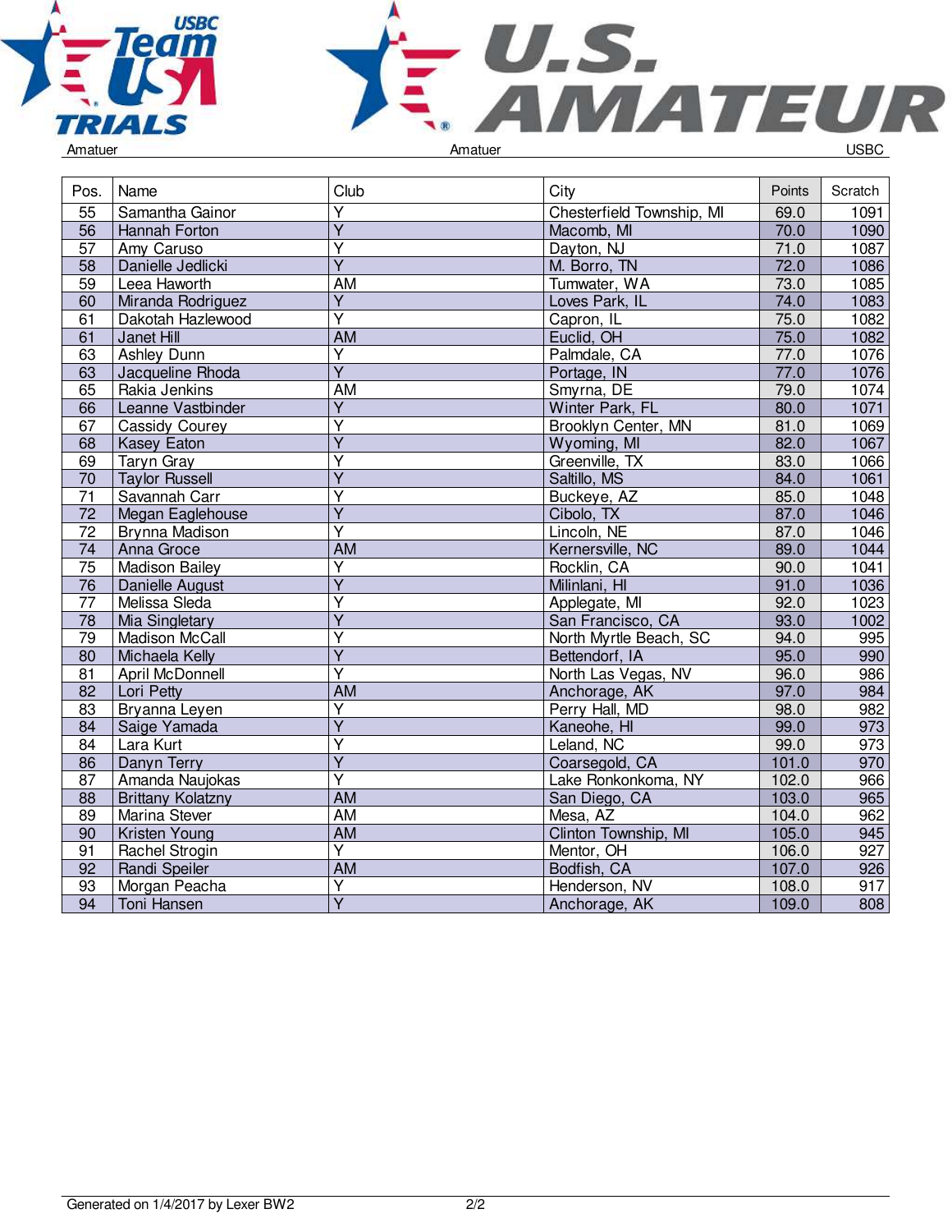Amatuer Amatuer USBC

| Pos. | Name | Club | City | Points | Scratch |
|---|---|---|---|---|---|
| 55 | Samantha Gainor | Y | Chesterfield Township, MI | 69.0 | 1091 |
| 56 | Hannah Forton | Y | Macomb, MI | 70.0 | 1090 |
| 57 | Amy Caruso | Y | Dayton, NJ | 71.0 | 1087 |
| 58 | Danielle Jedlicki | Y | M. Borro, TN | 72.0 | 1086 |
| 59 | Leea Haworth | AM | Tumwater, WA | 73.0 | 1085 |
| 60 | Miranda Rodriguez | Y | Loves Park, IL | 74.0 | 1083 |
| 61 | Dakotah Hazlewood | Y | Capron, IL | 75.0 | 1082 |
| 61 | Janet Hill | AM | Euclid, OH | 75.0 | 1082 |
| 63 | Ashley Dunn | Y | Palmdale, CA | 77.0 | 1076 |
| 63 | Jacqueline Rhoda | Y | Portage, IN | 77.0 | 1076 |
| 65 | Rakia Jenkins | AM | Smyrna, DE | 79.0 | 1074 |
| 66 | Leanne Vastbinder | Y | Winter Park, FL | 80.0 | 1071 |
| 67 | Cassidy Courey | Y | Brooklyn Center, MN | 81.0 | 1069 |
| 68 | Kasey Eaton | Y | Wyoming, MI | 82.0 | 1067 |
| 69 | Taryn Gray | Y | Greenville, TX | 83.0 | 1066 |
| 70 | Taylor Russell | Y | Saltillo, MS | 84.0 | 1061 |
| 71 | Savannah Carr | Y | Buckeye, AZ | 85.0 | 1048 |
| 72 | Megan Eaglehouse | Y | Cibolo, TX | 87.0 | 1046 |
| 72 | Brynna Madison | Y | Lincoln, NE | 87.0 | 1046 |
| 74 | Anna Groce | AM | Kernersville, NC | 89.0 | 1044 |
| 75 | Madison Bailey | Y | Rocklin, CA | 90.0 | 1041 |
| 76 | Danielle August | Y | Milinlani, HI | 91.0 | 1036 |
| 77 | Melissa Sleda | Y | Applegate, MI | 92.0 | 1023 |
| 78 | Mia Singletary | Y | San Francisco, CA | 93.0 | 1002 |
| 79 | Madison McCall | Y | North Myrtle Beach, SC | 94.0 | 995 |
| 80 | Michaela Kelly | Y | Bettendorf, IA | 95.0 | 990 |
| 81 | April McDonnell | Y | North Las Vegas, NV | 96.0 | 986 |
| 82 | Lori Petty | AM | Anchorage, AK | 97.0 | 984 |
| 83 | Bryanna Leyen | Y | Perry Hall, MD | 98.0 | 982 |
| 84 | Saige Yamada | Y | Kaneohe, HI | 99.0 | 973 |
| 84 | Lara Kurt | Y | Leland, NC | 99.0 | 973 |
| 86 | Danyn Terry | Y | Coarsegold, CA | 101.0 | 970 |
| 87 | Amanda Naujokas | Y | Lake Ronkonkoma, NY | 102.0 | 966 |
| 88 | Brittany Kolatzny | AM | San Diego, CA | 103.0 | 965 |
| 89 | Marina Stever | AM | Mesa, AZ | 104.0 | 962 |
| 90 | Kristen Young | AM | Clinton Township, MI | 105.0 | 945 |
| 91 | Rachel Strogin | Y | Mentor, OH | 106.0 | 927 |
| 92 | Randi Speiler | AM | Bodfish, CA | 107.0 | 926 |
| 93 | Morgan Peacha | Y | Henderson, NV | 108.0 | 917 |
| 94 | Toni Hansen | Y | Anchorage, AK | 109.0 | 808 |

Generated on 1/4/2017 by Lexer BW2